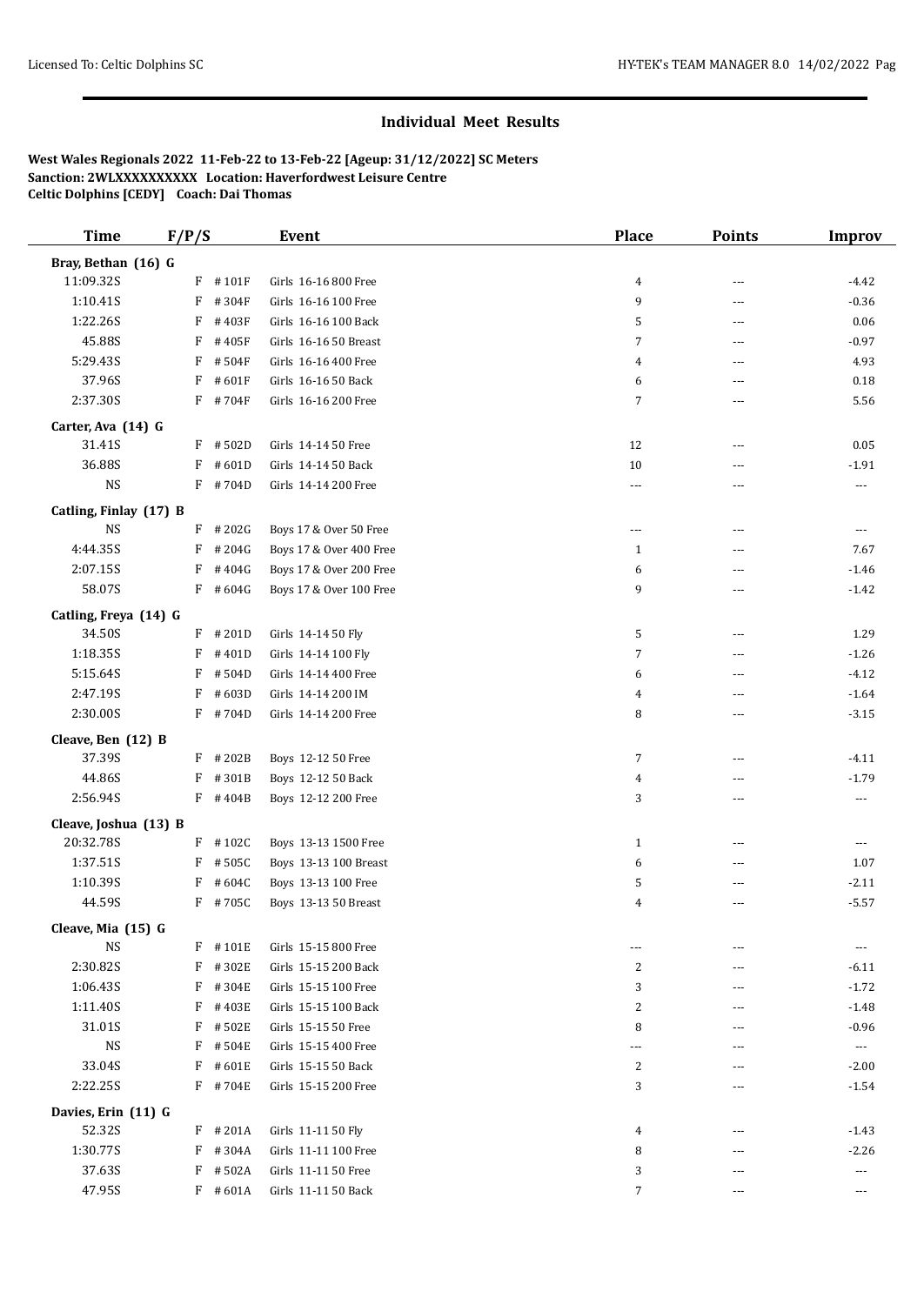## Individual Meet Results

**West Wales Regionals 2022 11-Feb-22 to 13-Feb-22 [Ageup: 31/12/2022] SC Meters**
**Sanction: 2WLXXXXXXXXXX Location: Haverfordwest Leisure Centre**
**Celtic Dolphins [CEDY] Coach: Dai Thomas**

| Time | F/P/S | | Event | Place | Points | Improv |
|---|---|---|---|---|---|---|
| **Bray, Bethan (16) G** | | | | | | |
| 11:09.32S | F | #101F | Girls 16-16 800 Free | 4 | --- | -4.42 |
| 1:10.41S | F | #304F | Girls 16-16 100 Free | 9 | --- | -0.36 |
| 1:22.26S | F | #403F | Girls 16-16 100 Back | 5 | --- | 0.06 |
| 45.88S | F | #405F | Girls 16-16 50 Breast | 7 | --- | -0.97 |
| 5:29.43S | F | #504F | Girls 16-16 400 Free | 4 | --- | 4.93 |
| 37.96S | F | #601F | Girls 16-16 50 Back | 6 | --- | 0.18 |
| 2:37.30S | F | #704F | Girls 16-16 200 Free | 7 | --- | 5.56 |
| **Carter, Ava (14) G** | | | | | | |
| 31.41S | F | #502D | Girls 14-14 50 Free | 12 | --- | 0.05 |
| 36.88S | F | #601D | Girls 14-14 50 Back | 10 | --- | -1.91 |
| NS | F | #704D | Girls 14-14 200 Free | --- | --- | --- |
| **Catling, Finlay (17) B** | | | | | | |
| NS | F | #202G | Boys 17 & Over 50 Free | --- | --- | --- |
| 4:44.35S | F | #204G | Boys 17 & Over 400 Free | 1 | --- | 7.67 |
| 2:07.15S | F | #404G | Boys 17 & Over 200 Free | 6 | --- | -1.46 |
| 58.07S | F | #604G | Boys 17 & Over 100 Free | 9 | --- | -1.42 |
| **Catling, Freya (14) G** | | | | | | |
| 34.50S | F | #201D | Girls 14-14 50 Fly | 5 | --- | 1.29 |
| 1:18.35S | F | #401D | Girls 14-14 100 Fly | 7 | --- | -1.26 |
| 5:15.64S | F | #504D | Girls 14-14 400 Free | 6 | --- | -4.12 |
| 2:47.19S | F | #603D | Girls 14-14 200 IM | 4 | --- | -1.64 |
| 2:30.00S | F | #704D | Girls 14-14 200 Free | 8 | --- | -3.15 |
| **Cleave, Ben (12) B** | | | | | | |
| 37.39S | F | #202B | Boys 12-12 50 Free | 7 | --- | -4.11 |
| 44.86S | F | #301B | Boys 12-12 50 Back | 4 | --- | -1.79 |
| 2:56.94S | F | #404B | Boys 12-12 200 Free | 3 | --- | --- |
| **Cleave, Joshua (13) B** | | | | | | |
| 20:32.78S | F | #102C | Boys 13-13 1500 Free | 1 | --- | --- |
| 1:37.51S | F | #505C | Boys 13-13 100 Breast | 6 | --- | 1.07 |
| 1:10.39S | F | #604C | Boys 13-13 100 Free | 5 | --- | -2.11 |
| 44.59S | F | #705C | Boys 13-13 50 Breast | 4 | --- | -5.57 |
| **Cleave, Mia (15) G** | | | | | | |
| NS | F | #101E | Girls 15-15 800 Free | --- | --- | --- |
| 2:30.82S | F | #302E | Girls 15-15 200 Back | 2 | --- | -6.11 |
| 1:06.43S | F | #304E | Girls 15-15 100 Free | 3 | --- | -1.72 |
| 1:11.40S | F | #403E | Girls 15-15 100 Back | 2 | --- | -1.48 |
| 31.01S | F | #502E | Girls 15-15 50 Free | 8 | --- | -0.96 |
| NS | F | #504E | Girls 15-15 400 Free | --- | --- | --- |
| 33.04S | F | #601E | Girls 15-15 50 Back | 2 | --- | -2.00 |
| 2:22.25S | F | #704E | Girls 15-15 200 Free | 3 | --- | -1.54 |
| **Davies, Erin (11) G** | | | | | | |
| 52.32S | F | #201A | Girls 11-11 50 Fly | 4 | --- | -1.43 |
| 1:30.77S | F | #304A | Girls 11-11 100 Free | 8 | --- | -2.26 |
| 37.63S | F | #502A | Girls 11-11 50 Free | 3 | --- | --- |
| 47.95S | F | #601A | Girls 11-11 50 Back | 7 | --- | --- |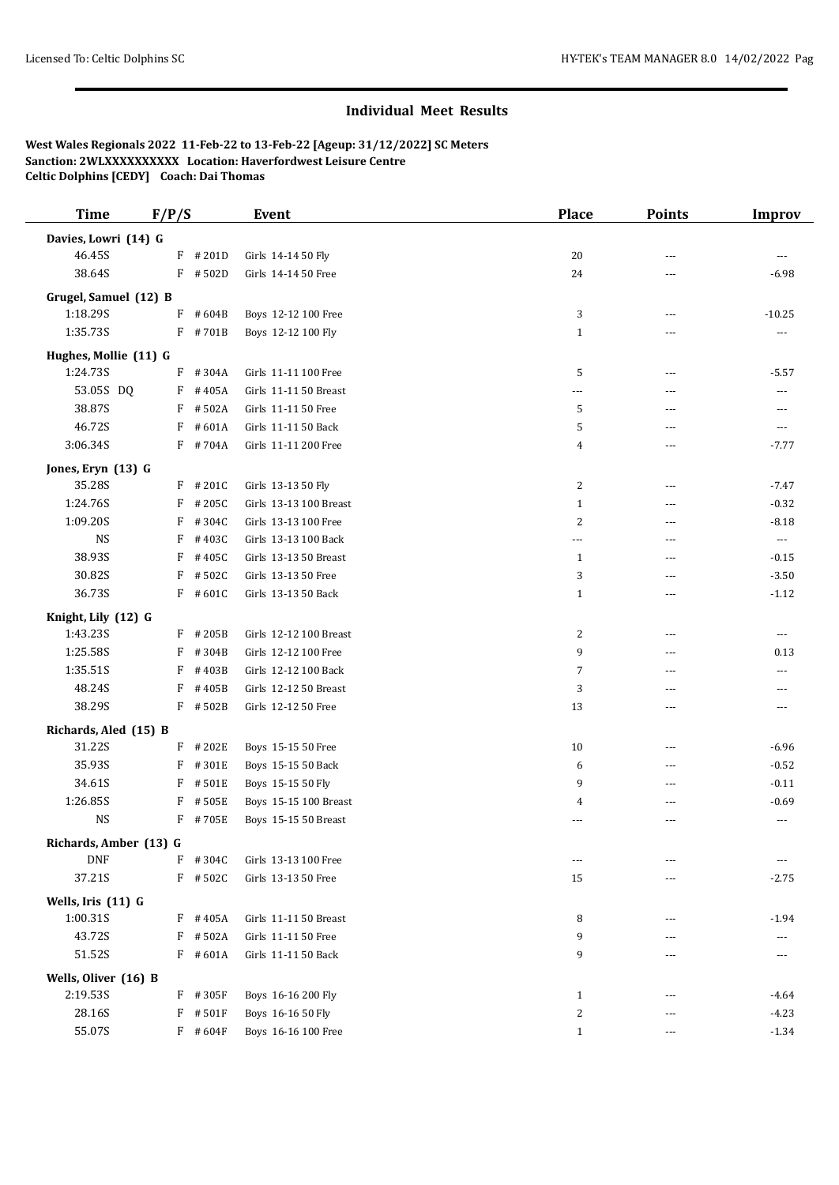## Individual Meet Results

**West Wales Regionals 2022 11-Feb-22 to 13-Feb-22 [Ageup: 31/12/2022] SC Meters**
**Sanction: 2WLXXXXXXXXXX Location: Haverfordwest Leisure Centre**
**Celtic Dolphins [CEDY] Coach: Dai Thomas**

| Time | F/P/S | | Event | Place | Points | Improv |
|---|---|---|---|---|---|---|
| **Davies, Lowri (14) G** | | | | | | |
| 46.45S | F | #201D | Girls 14-14 50 Fly | 20 | --- | --- |
| 38.64S | F | #502D | Girls 14-14 50 Free | 24 | --- | -6.98 |
| **Grugel, Samuel (12) B** | | | | | | |
| 1:18.29S | F | #604B | Boys 12-12 100 Free | 3 | --- | -10.25 |
| 1:35.73S | F | #701B | Boys 12-12 100 Fly | 1 | --- | --- |
| **Hughes, Mollie (11) G** | | | | | | |
| 1:24.73S | F | #304A | Girls 11-11 100 Free | 5 | --- | -5.57 |
| 53.05S DQ | F | #405A | Girls 11-11 50 Breast | --- | --- | --- |
| 38.87S | F | #502A | Girls 11-11 50 Free | 5 | --- | --- |
| 46.72S | F | #601A | Girls 11-11 50 Back | 5 | --- | --- |
| 3:06.34S | F | #704A | Girls 11-11 200 Free | 4 | --- | -7.77 |
| **Jones, Eryn (13) G** | | | | | | |
| 35.28S | F | #201C | Girls 13-13 50 Fly | 2 | --- | -7.47 |
| 1:24.76S | F | #205C | Girls 13-13 100 Breast | 1 | --- | -0.32 |
| 1:09.20S | F | #304C | Girls 13-13 100 Free | 2 | --- | -8.18 |
| NS | F | #403C | Girls 13-13 100 Back | --- | --- | --- |
| 38.93S | F | #405C | Girls 13-13 50 Breast | 1 | --- | -0.15 |
| 30.82S | F | #502C | Girls 13-13 50 Free | 3 | --- | -3.50 |
| 36.73S | F | #601C | Girls 13-13 50 Back | 1 | --- | -1.12 |
| **Knight, Lily (12) G** | | | | | | |
| 1:43.23S | F | #205B | Girls 12-12 100 Breast | 2 | --- | --- |
| 1:25.58S | F | #304B | Girls 12-12 100 Free | 9 | --- | 0.13 |
| 1:35.51S | F | #403B | Girls 12-12 100 Back | 7 | --- | --- |
| 48.24S | F | #405B | Girls 12-12 50 Breast | 3 | --- | --- |
| 38.29S | F | #502B | Girls 12-12 50 Free | 13 | --- | --- |
| **Richards, Aled (15) B** | | | | | | |
| 31.22S | F | #202E | Boys 15-15 50 Free | 10 | --- | -6.96 |
| 35.93S | F | #301E | Boys 15-15 50 Back | 6 | --- | -0.52 |
| 34.61S | F | #501E | Boys 15-15 50 Fly | 9 | --- | -0.11 |
| 1:26.85S | F | #505E | Boys 15-15 100 Breast | 4 | --- | -0.69 |
| NS | F | #705E | Boys 15-15 50 Breast | --- | --- | --- |
| **Richards, Amber (13) G** | | | | | | |
| DNF | F | #304C | Girls 13-13 100 Free | --- | --- | --- |
| 37.21S | F | #502C | Girls 13-13 50 Free | 15 | --- | -2.75 |
| **Wells, Iris (11) G** | | | | | | |
| 1:00.31S | F | #405A | Girls 11-11 50 Breast | 8 | --- | -1.94 |
| 43.72S | F | #502A | Girls 11-11 50 Free | 9 | --- | --- |
| 51.52S | F | #601A | Girls 11-11 50 Back | 9 | --- | --- |
| **Wells, Oliver (16) B** | | | | | | |
| 2:19.53S | F | #305F | Boys 16-16 200 Fly | 1 | --- | -4.64 |
| 28.16S | F | #501F | Boys 16-16 50 Fly | 2 | --- | -4.23 |
| 55.07S | F | #604F | Boys 16-16 100 Free | 1 | --- | -1.34 |